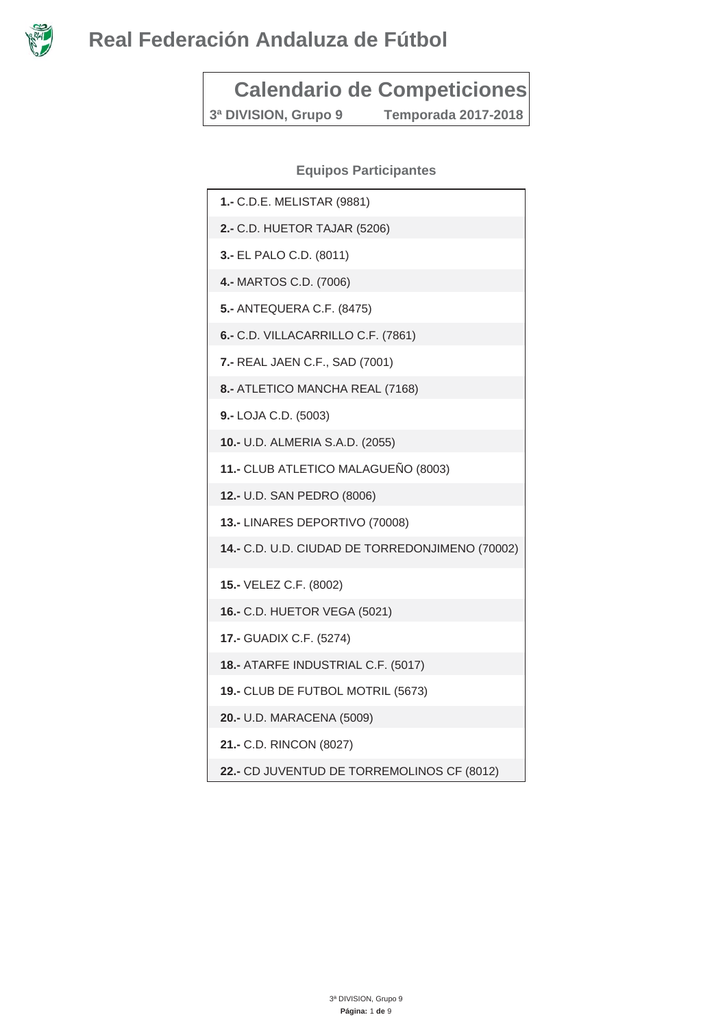# Real Federación Andaluza de Fútbol

## Calendario de Competiciones

**3ª DIVISION, Grupo 9** **Temporada 2017-2018**

### Equipos Participantes

**1.-** C.D.E. MELISTAR (9881)

**2.-** C.D. HUETOR TAJAR (5206)

**3.-** EL PALO C.D. (8011)

**4.-** MARTOS C.D. (7006)

**5.-** ANTEQUERA C.F. (8475)

**6.-** C.D. VILLACARRILLO C.F. (7861)

**7.-** REAL JAEN C.F., SAD (7001)

**8.-** ATLETICO MANCHA REAL (7168)

**9.-** LOJA C.D. (5003)

**10.-** U.D. ALMERIA S.A.D. (2055)

**11.-** CLUB ATLETICO MALAGUEÑO (8003)

**12.-** U.D. SAN PEDRO (8006)

**13.-** LINARES DEPORTIVO (70008)

**14.-** C.D. U.D. CIUDAD DE TORREDONJIMENO (70002)

**15.-** VELEZ C.F. (8002)

**16.-** C.D. HUETOR VEGA (5021)

**17.-** GUADIX C.F. (5274)

**18.-** ATARFE INDUSTRIAL C.F. (5017)

**19.-** CLUB DE FUTBOL MOTRIL (5673)

**20.-** U.D. MARACENA (5009)

**21.-** C.D. RINCON (8027)

**22.-** CD JUVENTUD DE TORREMOLINOS CF (8012)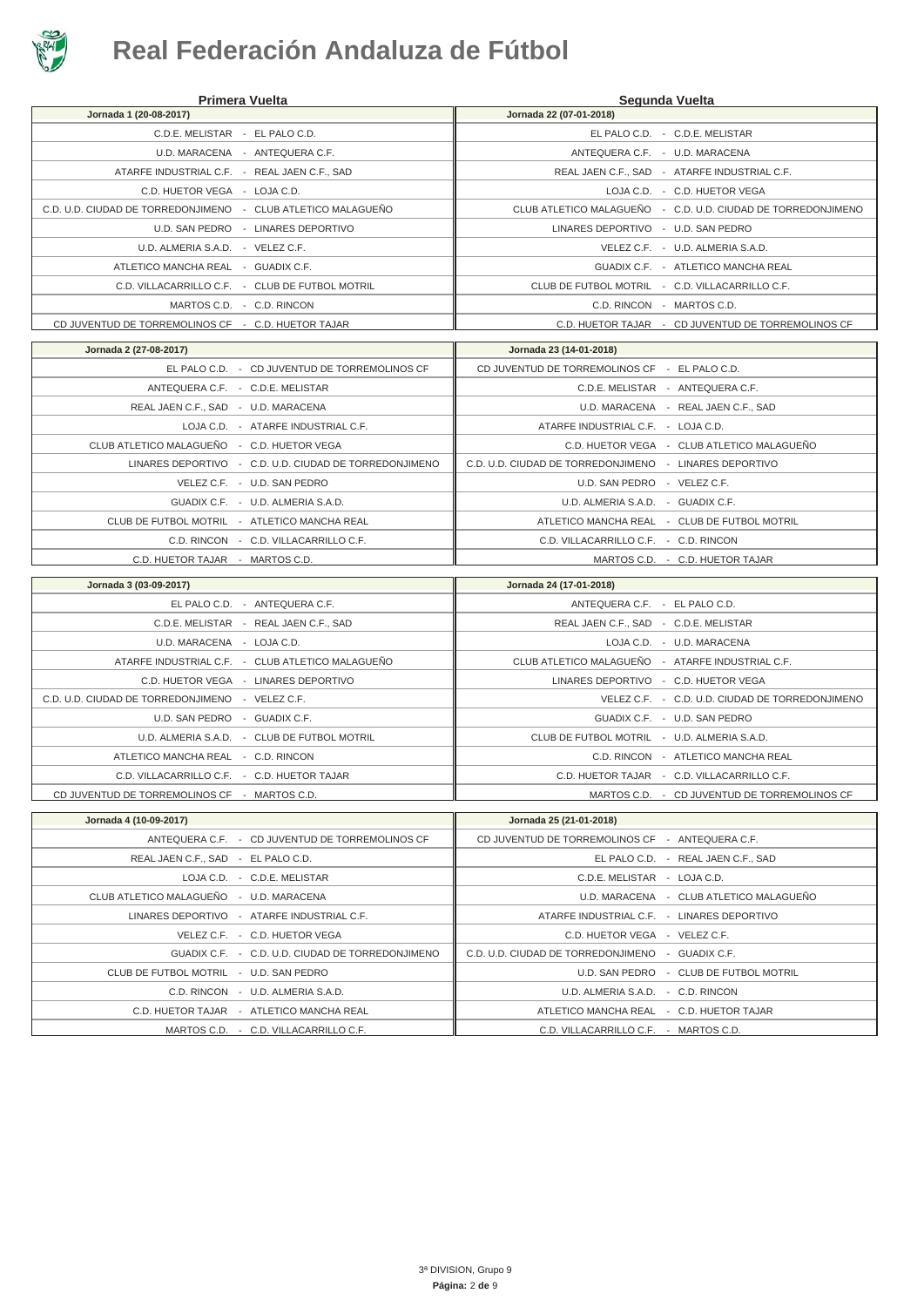# Real Federación Andaluza de Fútbol

| Primera Vuelta | Segunda Vuelta |
| --- | --- |
| **Jornada 1 (20-08-2017)** | **Jornada 22 (07-01-2018)** |
| C.D.E. MELISTAR - EL PALO C.D. | EL PALO C.D. - C.D.E. MELISTAR |
| U.D. MARACENA - ANTEQUERA C.F. | ANTEQUERA C.F. - U.D. MARACENA |
| ATARFE INDUSTRIAL C.F. - REAL JAEN C.F., SAD | REAL JAEN C.F., SAD - ATARFE INDUSTRIAL C.F. |
| C.D. HUETOR VEGA - LOJA C.D. | LOJA C.D. - C.D. HUETOR VEGA |
| C.D. U.D. CIUDAD DE TORREDONJIMENO - CLUB ATLETICO MALAGUEÑO | CLUB ATLETICO MALAGUEÑO - C.D. U.D. CIUDAD DE TORREDONJIMENO |
| U.D. SAN PEDRO - LINARES DEPORTIVO | LINARES DEPORTIVO - U.D. SAN PEDRO |
| U.D. ALMERIA S.A.D. - VELEZ C.F. | VELEZ C.F. - U.D. ALMERIA S.A.D. |
| ATLETICO MANCHA REAL - GUADIX C.F. | GUADIX C.F. - ATLETICO MANCHA REAL |
| C.D. VILLACARRILLO C.F. - CLUB DE FUTBOL MOTRIL | CLUB DE FUTBOL MOTRIL - C.D. VILLACARRILLO C.F. |
| MARTOS C.D. - C.D. RINCON | C.D. RINCON - MARTOS C.D. |
| CD JUVENTUD DE TORREMOLINOS CF - C.D. HUETOR TAJAR | C.D. HUETOR TAJAR - CD JUVENTUD DE TORREMOLINOS CF |

| Primera Vuelta | Segunda Vuelta |
| --- | --- |
| **Jornada 2 (27-08-2017)** | **Jornada 23 (14-01-2018)** |
| EL PALO C.D. - CD JUVENTUD DE TORREMOLINOS CF | CD JUVENTUD DE TORREMOLINOS CF - EL PALO C.D. |
| ANTEQUERA C.F. - C.D.E. MELISTAR | C.D.E. MELISTAR - ANTEQUERA C.F. |
| REAL JAEN C.F., SAD - U.D. MARACENA | U.D. MARACENA - REAL JAEN C.F., SAD |
| LOJA C.D. - ATARFE INDUSTRIAL C.F. | ATARFE INDUSTRIAL C.F. - LOJA C.D. |
| CLUB ATLETICO MALAGUEÑO - C.D. HUETOR VEGA | C.D. HUETOR VEGA - CLUB ATLETICO MALAGUEÑO |
| LINARES DEPORTIVO - C.D. U.D. CIUDAD DE TORREDONJIMENO | C.D. U.D. CIUDAD DE TORREDONJIMENO - LINARES DEPORTIVO |
| VELEZ C.F. - U.D. SAN PEDRO | U.D. SAN PEDRO - VELEZ C.F. |
| GUADIX C.F. - U.D. ALMERIA S.A.D. | U.D. ALMERIA S.A.D. - GUADIX C.F. |
| CLUB DE FUTBOL MOTRIL - ATLETICO MANCHA REAL | ATLETICO MANCHA REAL - CLUB DE FUTBOL MOTRIL |
| C.D. RINCON - C.D. VILLACARRILLO C.F. | C.D. VILLACARRILLO C.F. - C.D. RINCON |
| C.D. HUETOR TAJAR - MARTOS C.D. | MARTOS C.D. - C.D. HUETOR TAJAR |

| Primera Vuelta | Segunda Vuelta |
| --- | --- |
| **Jornada 3 (03-09-2017)** | **Jornada 24 (17-01-2018)** |
| EL PALO C.D. - ANTEQUERA C.F. | ANTEQUERA C.F. - EL PALO C.D. |
| C.D.E. MELISTAR - REAL JAEN C.F., SAD | REAL JAEN C.F., SAD - C.D.E. MELISTAR |
| U.D. MARACENA - LOJA C.D. | LOJA C.D. - U.D. MARACENA |
| ATARFE INDUSTRIAL C.F. - CLUB ATLETICO MALAGUEÑO | CLUB ATLETICO MALAGUEÑO - ATARFE INDUSTRIAL C.F. |
| C.D. HUETOR VEGA - LINARES DEPORTIVO | LINARES DEPORTIVO - C.D. HUETOR VEGA |
| C.D. U.D. CIUDAD DE TORREDONJIMENO - VELEZ C.F. | VELEZ C.F. - C.D. U.D. CIUDAD DE TORREDONJIMENO |
| U.D. SAN PEDRO - GUADIX C.F. | GUADIX C.F. - U.D. SAN PEDRO |
| U.D. ALMERIA S.A.D. - CLUB DE FUTBOL MOTRIL | CLUB DE FUTBOL MOTRIL - U.D. ALMERIA S.A.D. |
| ATLETICO MANCHA REAL - C.D. RINCON | C.D. RINCON - ATLETICO MANCHA REAL |
| C.D. VILLACARRILLO C.F. - C.D. HUETOR TAJAR | C.D. HUETOR TAJAR - C.D. VILLACARRILLO C.F. |
| CD JUVENTUD DE TORREMOLINOS CF - MARTOS C.D. | MARTOS C.D. - CD JUVENTUD DE TORREMOLINOS CF |

| Primera Vuelta | Segunda Vuelta |
| --- | --- |
| **Jornada 4 (10-09-2017)** | **Jornada 25 (21-01-2018)** |
| ANTEQUERA C.F. - CD JUVENTUD DE TORREMOLINOS CF | CD JUVENTUD DE TORREMOLINOS CF - ANTEQUERA C.F. |
| REAL JAEN C.F., SAD - EL PALO C.D. | EL PALO C.D. - REAL JAEN C.F., SAD |
| LOJA C.D. - C.D.E. MELISTAR | C.D.E. MELISTAR - LOJA C.D. |
| CLUB ATLETICO MALAGUEÑO - U.D. MARACENA | U.D. MARACENA - CLUB ATLETICO MALAGUEÑO |
| LINARES DEPORTIVO - ATARFE INDUSTRIAL C.F. | ATARFE INDUSTRIAL C.F. - LINARES DEPORTIVO |
| VELEZ C.F. - C.D. HUETOR VEGA | C.D. HUETOR VEGA - VELEZ C.F. |
| GUADIX C.F. - C.D. U.D. CIUDAD DE TORREDONJIMENO | C.D. U.D. CIUDAD DE TORREDONJIMENO - GUADIX C.F. |
| CLUB DE FUTBOL MOTRIL - U.D. SAN PEDRO | U.D. SAN PEDRO - CLUB DE FUTBOL MOTRIL |
| C.D. RINCON - U.D. ALMERIA S.A.D. | U.D. ALMERIA S.A.D. - C.D. RINCON |
| C.D. HUETOR TAJAR - ATLETICO MANCHA REAL | ATLETICO MANCHA REAL - C.D. HUETOR TAJAR |
| MARTOS C.D. - C.D. VILLACARRILLO C.F. | C.D. VILLACARRILLO C.F. - MARTOS C.D. |

3ª DIVISION, Grupo 9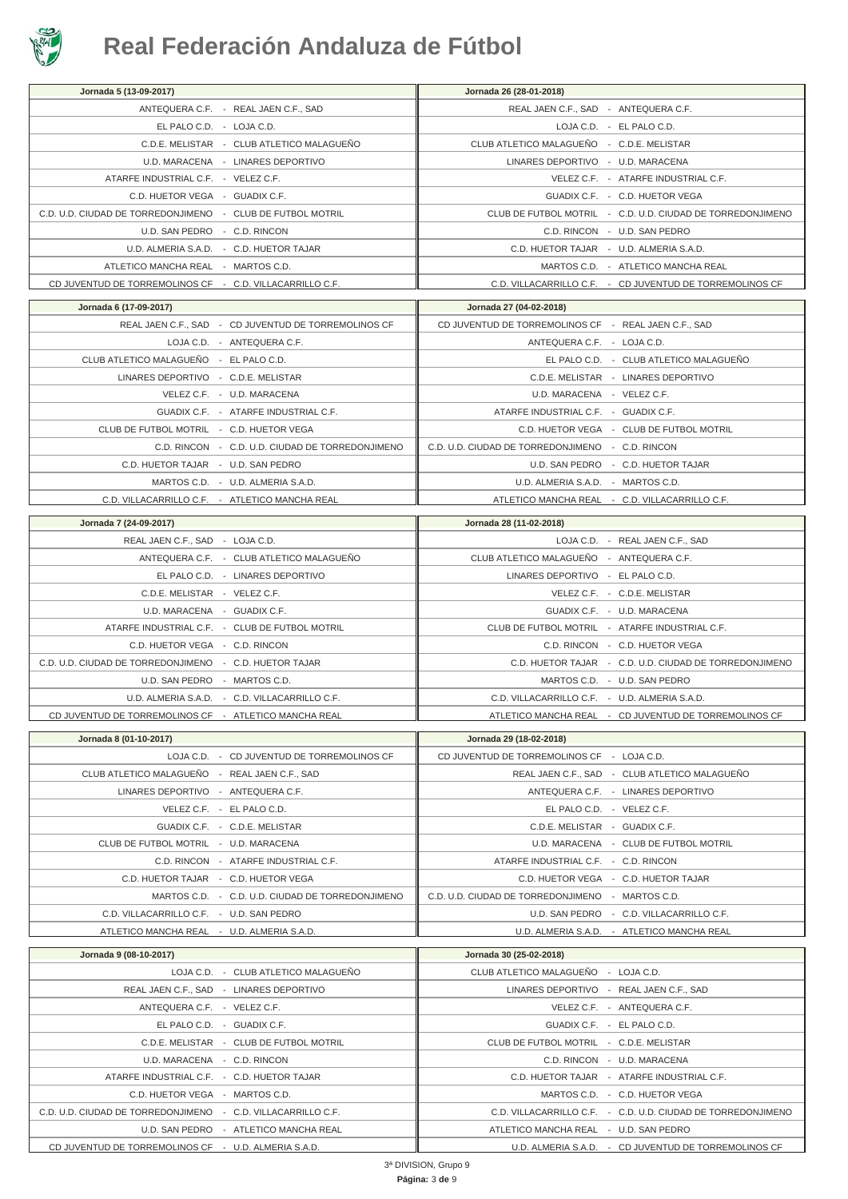# Real Federación Andaluza de Fútbol

| Jornada 5 (13-09-2017) | Jornada 26 (28-01-2018) |
|---|---|
| ANTEQUERA C.F. - REAL JAEN C.F., SAD | REAL JAEN C.F., SAD - ANTEQUERA C.F. |
| EL PALO C.D. - LOJA C.D. | LOJA C.D. - EL PALO C.D. |
| C.D.E. MELISTAR - CLUB ATLETICO MALAGUEÑO | CLUB ATLETICO MALAGUEÑO - C.D.E. MELISTAR |
| U.D. MARACENA - LINARES DEPORTIVO | LINARES DEPORTIVO - U.D. MARACENA |
| ATARFE INDUSTRIAL C.F. - VELEZ C.F. | VELEZ C.F. - ATARFE INDUSTRIAL C.F. |
| C.D. HUETOR VEGA - GUADIX C.F. | GUADIX C.F. - C.D. HUETOR VEGA |
| C.D. U.D. CIUDAD DE TORREDONJIMENO - CLUB DE FUTBOL MOTRIL | CLUB DE FUTBOL MOTRIL - C.D. U.D. CIUDAD DE TORREDONJIMENO |
| U.D. SAN PEDRO - C.D. RINCON | C.D. RINCON - U.D. SAN PEDRO |
| U.D. ALMERIA S.A.D. - C.D. HUETOR TAJAR | C.D. HUETOR TAJAR - U.D. ALMERIA S.A.D. |
| ATLETICO MANCHA REAL - MARTOS C.D. | MARTOS C.D. - ATLETICO MANCHA REAL |
| CD JUVENTUD DE TORREMOLINOS CF - C.D. VILLACARRILLO C.F. | C.D. VILLACARRILLO C.F. - CD JUVENTUD DE TORREMOLINOS CF |

| Jornada 6 (17-09-2017) | Jornada 27 (04-02-2018) |
|---|---|
| REAL JAEN C.F., SAD - CD JUVENTUD DE TORREMOLINOS CF | CD JUVENTUD DE TORREMOLINOS CF - REAL JAEN C.F., SAD |
| LOJA C.D. - ANTEQUERA C.F. | ANTEQUERA C.F. - LOJA C.D. |
| CLUB ATLETICO MALAGUEÑO - EL PALO C.D. | EL PALO C.D. - CLUB ATLETICO MALAGUEÑO |
| LINARES DEPORTIVO - C.D.E. MELISTAR | C.D.E. MELISTAR - LINARES DEPORTIVO |
| VELEZ C.F. - U.D. MARACENA | U.D. MARACENA - VELEZ C.F. |
| GUADIX C.F. - ATARFE INDUSTRIAL C.F. | ATARFE INDUSTRIAL C.F. - GUADIX C.F. |
| CLUB DE FUTBOL MOTRIL - C.D. HUETOR VEGA | C.D. HUETOR VEGA - CLUB DE FUTBOL MOTRIL |
| C.D. RINCON - C.D. U.D. CIUDAD DE TORREDONJIMENO | C.D. U.D. CIUDAD DE TORREDONJIMENO - C.D. RINCON |
| C.D. HUETOR TAJAR - U.D. SAN PEDRO | U.D. SAN PEDRO - C.D. HUETOR TAJAR |
| MARTOS C.D. - U.D. ALMERIA S.A.D. | U.D. ALMERIA S.A.D. - MARTOS C.D. |
| C.D. VILLACARRILLO C.F. - ATLETICO MANCHA REAL | ATLETICO MANCHA REAL - C.D. VILLACARRILLO C.F. |

| Jornada 7 (24-09-2017) | Jornada 28 (11-02-2018) |
|---|---|
| REAL JAEN C.F., SAD - LOJA C.D. | LOJA C.D. - REAL JAEN C.F., SAD |
| ANTEQUERA C.F. - CLUB ATLETICO MALAGUEÑO | CLUB ATLETICO MALAGUEÑO - ANTEQUERA C.F. |
| EL PALO C.D. - LINARES DEPORTIVO | LINARES DEPORTIVO - EL PALO C.D. |
| C.D.E. MELISTAR - VELEZ C.F. | VELEZ C.F. - C.D.E. MELISTAR |
| U.D. MARACENA - GUADIX C.F. | GUADIX C.F. - U.D. MARACENA |
| ATARFE INDUSTRIAL C.F. - CLUB DE FUTBOL MOTRIL | CLUB DE FUTBOL MOTRIL - ATARFE INDUSTRIAL C.F. |
| C.D. HUETOR VEGA - C.D. RINCON | C.D. RINCON - C.D. HUETOR VEGA |
| C.D. U.D. CIUDAD DE TORREDONJIMENO - C.D. HUETOR TAJAR | C.D. HUETOR TAJAR - C.D. U.D. CIUDAD DE TORREDONJIMENO |
| U.D. SAN PEDRO - MARTOS C.D. | MARTOS C.D. - U.D. SAN PEDRO |
| U.D. ALMERIA S.A.D. - C.D. VILLACARRILLO C.F. | C.D. VILLACARRILLO C.F. - U.D. ALMERIA S.A.D. |
| CD JUVENTUD DE TORREMOLINOS CF - ATLETICO MANCHA REAL | ATLETICO MANCHA REAL - CD JUVENTUD DE TORREMOLINOS CF |

| Jornada 8 (01-10-2017) | Jornada 29 (18-02-2018) |
|---|---|
| LOJA C.D. - CD JUVENTUD DE TORREMOLINOS CF | CD JUVENTUD DE TORREMOLINOS CF - LOJA C.D. |
| CLUB ATLETICO MALAGUEÑO - REAL JAEN C.F., SAD | REAL JAEN C.F., SAD - CLUB ATLETICO MALAGUEÑO |
| LINARES DEPORTIVO - ANTEQUERA C.F. | ANTEQUERA C.F. - LINARES DEPORTIVO |
| VELEZ C.F. - EL PALO C.D. | EL PALO C.D. - VELEZ C.F. |
| GUADIX C.F. - C.D.E. MELISTAR | C.D.E. MELISTAR - GUADIX C.F. |
| CLUB DE FUTBOL MOTRIL - U.D. MARACENA | U.D. MARACENA - CLUB DE FUTBOL MOTRIL |
| C.D. RINCON - ATARFE INDUSTRIAL C.F. | ATARFE INDUSTRIAL C.F. - C.D. RINCON |
| C.D. HUETOR TAJAR - C.D. HUETOR VEGA | C.D. HUETOR VEGA - C.D. HUETOR TAJAR |
| MARTOS C.D. - C.D. U.D. CIUDAD DE TORREDONJIMENO | C.D. U.D. CIUDAD DE TORREDONJIMENO - MARTOS C.D. |
| C.D. VILLACARRILLO C.F. - U.D. SAN PEDRO | U.D. SAN PEDRO - C.D. VILLACARRILLO C.F. |
| ATLETICO MANCHA REAL - U.D. ALMERIA S.A.D. | U.D. ALMERIA S.A.D. - ATLETICO MANCHA REAL |

| Jornada 9 (08-10-2017) | Jornada 30 (25-02-2018) |
|---|---|
| LOJA C.D. - CLUB ATLETICO MALAGUEÑO | CLUB ATLETICO MALAGUEÑO - LOJA C.D. |
| REAL JAEN C.F., SAD - LINARES DEPORTIVO | LINARES DEPORTIVO - REAL JAEN C.F., SAD |
| ANTEQUERA C.F. - VELEZ C.F. | VELEZ C.F. - ANTEQUERA C.F. |
| EL PALO C.D. - GUADIX C.F. | GUADIX C.F. - EL PALO C.D. |
| C.D.E. MELISTAR - CLUB DE FUTBOL MOTRIL | CLUB DE FUTBOL MOTRIL - C.D.E. MELISTAR |
| U.D. MARACENA - C.D. RINCON | C.D. RINCON - U.D. MARACENA |
| ATARFE INDUSTRIAL C.F. - C.D. HUETOR TAJAR | C.D. HUETOR TAJAR - ATARFE INDUSTRIAL C.F. |
| C.D. HUETOR VEGA - MARTOS C.D. | MARTOS C.D. - C.D. HUETOR VEGA |
| C.D. U.D. CIUDAD DE TORREDONJIMENO - C.D. VILLACARRILLO C.F. | C.D. VILLACARRILLO C.F. - C.D. U.D. CIUDAD DE TORREDONJIMENO |
| U.D. SAN PEDRO - ATLETICO MANCHA REAL | ATLETICO MANCHA REAL - U.D. SAN PEDRO |
| CD JUVENTUD DE TORREMOLINOS CF - U.D. ALMERIA S.A.D. | U.D. ALMERIA S.A.D. - CD JUVENTUD DE TORREMOLINOS CF |

3ª DIVISION, Grupo 9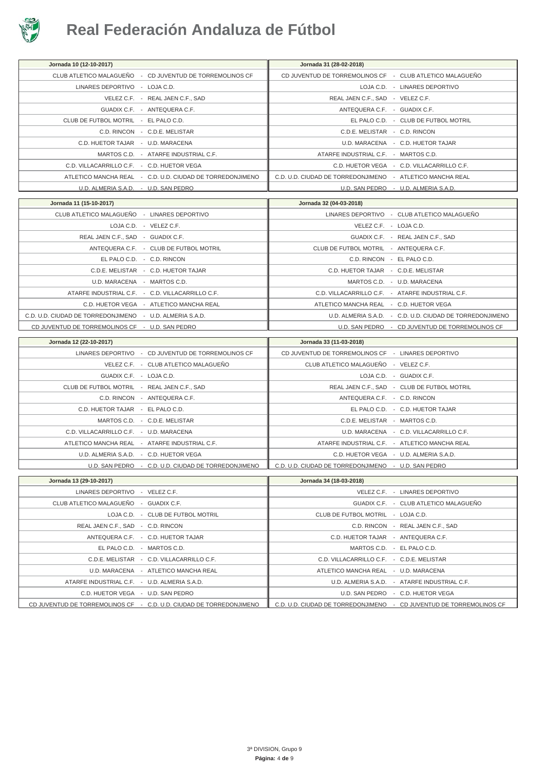# Real Federación Andaluza de Fútbol

| Jornada 10 (12-10-2017) | Jornada 31 (28-02-2018) |
|---|---|
| CLUB ATLETICO MALAGUEÑO - CD JUVENTUD DE TORREMOLINOS CF | CD JUVENTUD DE TORREMOLINOS CF - CLUB ATLETICO MALAGUEÑO |
| LINARES DEPORTIVO - LOJA C.D. | LOJA C.D. - LINARES DEPORTIVO |
| VELEZ C.F. - REAL JAEN C.F., SAD | REAL JAEN C.F., SAD - VELEZ C.F. |
| GUADIX C.F. - ANTEQUERA C.F. | ANTEQUERA C.F. - GUADIX C.F. |
| CLUB DE FUTBOL MOTRIL - EL PALO C.D. | EL PALO C.D. - CLUB DE FUTBOL MOTRIL |
| C.D. RINCON - C.D.E. MELISTAR | C.D.E. MELISTAR - C.D. RINCON |
| C.D. HUETOR TAJAR - U.D. MARACENA | U.D. MARACENA - C.D. HUETOR TAJAR |
| MARTOS C.D. - ATARFE INDUSTRIAL C.F. | ATARFE INDUSTRIAL C.F. - MARTOS C.D. |
| C.D. VILLACARRILLO C.F. - C.D. HUETOR VEGA | C.D. HUETOR VEGA - C.D. VILLACARRILLO C.F. |
| ATLETICO MANCHA REAL - C.D. U.D. CIUDAD DE TORREDONJIMENO | C.D. U.D. CIUDAD DE TORREDONJIMENO - ATLETICO MANCHA REAL |
| U.D. ALMERIA S.A.D. - U.D. SAN PEDRO | U.D. SAN PEDRO - U.D. ALMERIA S.A.D. |

| Jornada 11 (15-10-2017) | Jornada 32 (04-03-2018) |
|---|---|
| CLUB ATLETICO MALAGUEÑO - LINARES DEPORTIVO | LINARES DEPORTIVO - CLUB ATLETICO MALAGUEÑO |
| LOJA C.D. - VELEZ C.F. | VELEZ C.F. - LOJA C.D. |
| REAL JAEN C.F., SAD - GUADIX C.F. | GUADIX C.F. - REAL JAEN C.F., SAD |
| ANTEQUERA C.F. - CLUB DE FUTBOL MOTRIL | CLUB DE FUTBOL MOTRIL - ANTEQUERA C.F. |
| EL PALO C.D. - C.D. RINCON | C.D. RINCON - EL PALO C.D. |
| C.D.E. MELISTAR - C.D. HUETOR TAJAR | C.D. HUETOR TAJAR - C.D.E. MELISTAR |
| U.D. MARACENA - MARTOS C.D. | MARTOS C.D. - U.D. MARACENA |
| ATARFE INDUSTRIAL C.F. - C.D. VILLACARRILLO C.F. | C.D. VILLACARRILLO C.F. - ATARFE INDUSTRIAL C.F. |
| C.D. HUETOR VEGA - ATLETICO MANCHA REAL | ATLETICO MANCHA REAL - C.D. HUETOR VEGA |
| C.D. U.D. CIUDAD DE TORREDONJIMENO - U.D. ALMERIA S.A.D. | U.D. ALMERIA S.A.D. - C.D. U.D. CIUDAD DE TORREDONJIMENO |
| CD JUVENTUD DE TORREMOLINOS CF - U.D. SAN PEDRO | U.D. SAN PEDRO - CD JUVENTUD DE TORREMOLINOS CF |

| Jornada 12 (22-10-2017) | Jornada 33 (11-03-2018) |
|---|---|
| LINARES DEPORTIVO - CD JUVENTUD DE TORREMOLINOS CF | CD JUVENTUD DE TORREMOLINOS CF - LINARES DEPORTIVO |
| VELEZ C.F. - CLUB ATLETICO MALAGUEÑO | CLUB ATLETICO MALAGUEÑO - VELEZ C.F. |
| GUADIX C.F. - LOJA C.D. | LOJA C.D. - GUADIX C.F. |
| CLUB DE FUTBOL MOTRIL - REAL JAEN C.F., SAD | REAL JAEN C.F., SAD - CLUB DE FUTBOL MOTRIL |
| C.D. RINCON - ANTEQUERA C.F. | ANTEQUERA C.F. - C.D. RINCON |
| C.D. HUETOR TAJAR - EL PALO C.D. | EL PALO C.D. - C.D. HUETOR TAJAR |
| MARTOS C.D. - C.D.E. MELISTAR | C.D.E. MELISTAR - MARTOS C.D. |
| C.D. VILLACARRILLO C.F. - U.D. MARACENA | U.D. MARACENA - C.D. VILLACARRILLO C.F. |
| ATLETICO MANCHA REAL - ATARFE INDUSTRIAL C.F. | ATARFE INDUSTRIAL C.F. - ATLETICO MANCHA REAL |
| U.D. ALMERIA S.A.D. - C.D. HUETOR VEGA | C.D. HUETOR VEGA - U.D. ALMERIA S.A.D. |
| U.D. SAN PEDRO - C.D. U.D. CIUDAD DE TORREDONJIMENO | C.D. U.D. CIUDAD DE TORREDONJIMENO - U.D. SAN PEDRO |

| Jornada 13 (29-10-2017) | Jornada 34 (18-03-2018) |
|---|---|
| LINARES DEPORTIVO - VELEZ C.F. | VELEZ C.F. - LINARES DEPORTIVO |
| CLUB ATLETICO MALAGUEÑO - GUADIX C.F. | GUADIX C.F. - CLUB ATLETICO MALAGUEÑO |
| LOJA C.D. - CLUB DE FUTBOL MOTRIL | CLUB DE FUTBOL MOTRIL - LOJA C.D. |
| REAL JAEN C.F., SAD - C.D. RINCON | C.D. RINCON - REAL JAEN C.F., SAD |
| ANTEQUERA C.F. - C.D. HUETOR TAJAR | C.D. HUETOR TAJAR - ANTEQUERA C.F. |
| EL PALO C.D. - MARTOS C.D. | MARTOS C.D. - EL PALO C.D. |
| C.D.E. MELISTAR - C.D. VILLACARRILLO C.F. | C.D. VILLACARRILLO C.F. - C.D.E. MELISTAR |
| U.D. MARACENA - ATLETICO MANCHA REAL | ATLETICO MANCHA REAL - U.D. MARACENA |
| ATARFE INDUSTRIAL C.F. - U.D. ALMERIA S.A.D. | U.D. ALMERIA S.A.D. - ATARFE INDUSTRIAL C.F. |
| C.D. HUETOR VEGA - U.D. SAN PEDRO | U.D. SAN PEDRO - C.D. HUETOR VEGA |
| CD JUVENTUD DE TORREMOLINOS CF - C.D. U.D. CIUDAD DE TORREDONJIMENO | C.D. U.D. CIUDAD DE TORREDONJIMENO - CD JUVENTUD DE TORREMOLINOS CF |

3ª DIVISION, Grupo 9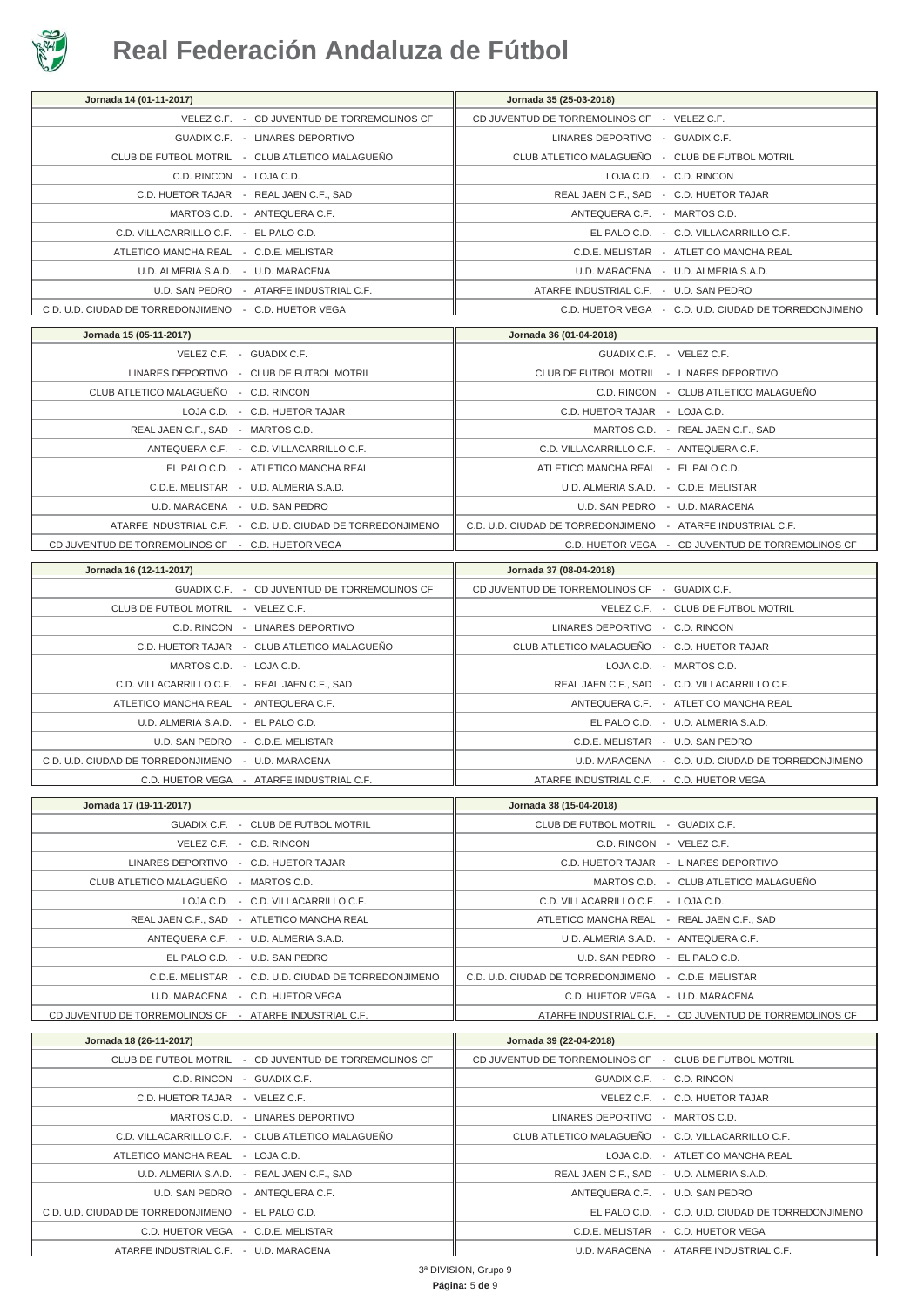# Real Federación Andaluza de Fútbol

| Jornada 14 (01-11-2017) | Jornada 35 (25-03-2018) |
|---|---|
| VELEZ C.F. - CD JUVENTUD DE TORREMOLINOS CF | CD JUVENTUD DE TORREMOLINOS CF - VELEZ C.F. |
| GUADIX C.F. - LINARES DEPORTIVO | LINARES DEPORTIVO - GUADIX C.F. |
| CLUB DE FUTBOL MOTRIL - CLUB ATLETICO MALAGUEÑO | CLUB ATLETICO MALAGUEÑO - CLUB DE FUTBOL MOTRIL |
| C.D. RINCON - LOJA C.D. | LOJA C.D. - C.D. RINCON |
| C.D. HUETOR TAJAR - REAL JAEN C.F., SAD | REAL JAEN C.F., SAD - C.D. HUETOR TAJAR |
| MARTOS C.D. - ANTEQUERA C.F. | ANTEQUERA C.F. - MARTOS C.D. |
| C.D. VILLACARRILLO C.F. - EL PALO C.D. | EL PALO C.D. - C.D. VILLACARRILLO C.F. |
| ATLETICO MANCHA REAL - C.D.E. MELISTAR | C.D.E. MELISTAR - ATLETICO MANCHA REAL |
| U.D. ALMERIA S.A.D. - U.D. MARACENA | U.D. MARACENA - U.D. ALMERIA S.A.D. |
| U.D. SAN PEDRO - ATARFE INDUSTRIAL C.F. | ATARFE INDUSTRIAL C.F. - U.D. SAN PEDRO |
| C.D. U.D. CIUDAD DE TORREDONJIMENO - C.D. HUETOR VEGA | C.D. HUETOR VEGA - C.D. U.D. CIUDAD DE TORREDONJIMENO |

| Jornada 15 (05-11-2017) | Jornada 36 (01-04-2018) |
|---|---|
| VELEZ C.F. - GUADIX C.F. | GUADIX C.F. - VELEZ C.F. |
| LINARES DEPORTIVO - CLUB DE FUTBOL MOTRIL | CLUB DE FUTBOL MOTRIL - LINARES DEPORTIVO |
| CLUB ATLETICO MALAGUEÑO - C.D. RINCON | C.D. RINCON - CLUB ATLETICO MALAGUEÑO |
| LOJA C.D. - C.D. HUETOR TAJAR | C.D. HUETOR TAJAR - LOJA C.D. |
| REAL JAEN C.F., SAD - MARTOS C.D. | MARTOS C.D. - REAL JAEN C.F., SAD |
| ANTEQUERA C.F. - C.D. VILLACARRILLO C.F. | C.D. VILLACARRILLO C.F. - ANTEQUERA C.F. |
| EL PALO C.D. - ATLETICO MANCHA REAL | ATLETICO MANCHA REAL - EL PALO C.D. |
| C.D.E. MELISTAR - U.D. ALMERIA S.A.D. | U.D. ALMERIA S.A.D. - C.D.E. MELISTAR |
| U.D. MARACENA - U.D. SAN PEDRO | U.D. SAN PEDRO - U.D. MARACENA |
| ATARFE INDUSTRIAL C.F. - C.D. U.D. CIUDAD DE TORREDONJIMENO | C.D. U.D. CIUDAD DE TORREDONJIMENO - ATARFE INDUSTRIAL C.F. |
| CD JUVENTUD DE TORREMOLINOS CF - C.D. HUETOR VEGA | C.D. HUETOR VEGA - CD JUVENTUD DE TORREMOLINOS CF |

| Jornada 16 (12-11-2017) | Jornada 37 (08-04-2018) |
|---|---|
| GUADIX C.F. - CD JUVENTUD DE TORREMOLINOS CF | CD JUVENTUD DE TORREMOLINOS CF - GUADIX C.F. |
| CLUB DE FUTBOL MOTRIL - VELEZ C.F. | VELEZ C.F. - CLUB DE FUTBOL MOTRIL |
| C.D. RINCON - LINARES DEPORTIVO | LINARES DEPORTIVO - C.D. RINCON |
| C.D. HUETOR TAJAR - CLUB ATLETICO MALAGUEÑO | CLUB ATLETICO MALAGUEÑO - C.D. HUETOR TAJAR |
| MARTOS C.D. - LOJA C.D. | LOJA C.D. - MARTOS C.D. |
| C.D. VILLACARRILLO C.F. - REAL JAEN C.F., SAD | REAL JAEN C.F., SAD - C.D. VILLACARRILLO C.F. |
| ATLETICO MANCHA REAL - ANTEQUERA C.F. | ANTEQUERA C.F. - ATLETICO MANCHA REAL |
| U.D. ALMERIA S.A.D. - EL PALO C.D. | EL PALO C.D. - U.D. ALMERIA S.A.D. |
| U.D. SAN PEDRO - C.D.E. MELISTAR | C.D.E. MELISTAR - U.D. SAN PEDRO |
| C.D. U.D. CIUDAD DE TORREDONJIMENO - U.D. MARACENA | U.D. MARACENA - C.D. U.D. CIUDAD DE TORREDONJIMENO |
| C.D. HUETOR VEGA - ATARFE INDUSTRIAL C.F. | ATARFE INDUSTRIAL C.F. - C.D. HUETOR VEGA |

| Jornada 17 (19-11-2017) | Jornada 38 (15-04-2018) |
|---|---|
| GUADIX C.F. - CLUB DE FUTBOL MOTRIL | CLUB DE FUTBOL MOTRIL - GUADIX C.F. |
| VELEZ C.F. - C.D. RINCON | C.D. RINCON - VELEZ C.F. |
| LINARES DEPORTIVO - C.D. HUETOR TAJAR | C.D. HUETOR TAJAR - LINARES DEPORTIVO |
| CLUB ATLETICO MALAGUEÑO - MARTOS C.D. | MARTOS C.D. - CLUB ATLETICO MALAGUEÑO |
| LOJA C.D. - C.D. VILLACARRILLO C.F. | C.D. VILLACARRILLO C.F. - LOJA C.D. |
| REAL JAEN C.F., SAD - ATLETICO MANCHA REAL | ATLETICO MANCHA REAL - REAL JAEN C.F., SAD |
| ANTEQUERA C.F. - U.D. ALMERIA S.A.D. | U.D. ALMERIA S.A.D. - ANTEQUERA C.F. |
| EL PALO C.D. - U.D. SAN PEDRO | U.D. SAN PEDRO - EL PALO C.D. |
| C.D.E. MELISTAR - C.D. U.D. CIUDAD DE TORREDONJIMENO | C.D. U.D. CIUDAD DE TORREDONJIMENO - C.D.E. MELISTAR |
| U.D. MARACENA - C.D. HUETOR VEGA | C.D. HUETOR VEGA - U.D. MARACENA |
| CD JUVENTUD DE TORREMOLINOS CF - ATARFE INDUSTRIAL C.F. | ATARFE INDUSTRIAL C.F. - CD JUVENTUD DE TORREMOLINOS CF |

| Jornada 18 (26-11-2017) | Jornada 39 (22-04-2018) |
|---|---|
| CLUB DE FUTBOL MOTRIL - CD JUVENTUD DE TORREMOLINOS CF | CD JUVENTUD DE TORREMOLINOS CF - CLUB DE FUTBOL MOTRIL |
| C.D. RINCON - GUADIX C.F. | GUADIX C.F. - C.D. RINCON |
| C.D. HUETOR TAJAR - VELEZ C.F. | VELEZ C.F. - C.D. HUETOR TAJAR |
| MARTOS C.D. - LINARES DEPORTIVO | LINARES DEPORTIVO - MARTOS C.D. |
| C.D. VILLACARRILLO C.F. - CLUB ATLETICO MALAGUEÑO | CLUB ATLETICO MALAGUEÑO - C.D. VILLACARRILLO C.F. |
| ATLETICO MANCHA REAL - LOJA C.D. | LOJA C.D. - ATLETICO MANCHA REAL |
| U.D. ALMERIA S.A.D. - REAL JAEN C.F., SAD | REAL JAEN C.F., SAD - U.D. ALMERIA S.A.D. |
| U.D. SAN PEDRO - ANTEQUERA C.F. | ANTEQUERA C.F. - U.D. SAN PEDRO |
| C.D. U.D. CIUDAD DE TORREDONJIMENO - EL PALO C.D. | EL PALO C.D. - C.D. U.D. CIUDAD DE TORREDONJIMENO |
| C.D. HUETOR VEGA - C.D.E. MELISTAR | C.D.E. MELISTAR - C.D. HUETOR VEGA |
| ATARFE INDUSTRIAL C.F. - U.D. MARACENA | U.D. MARACENA - ATARFE INDUSTRIAL C.F. |

3ª DIVISION, Grupo 9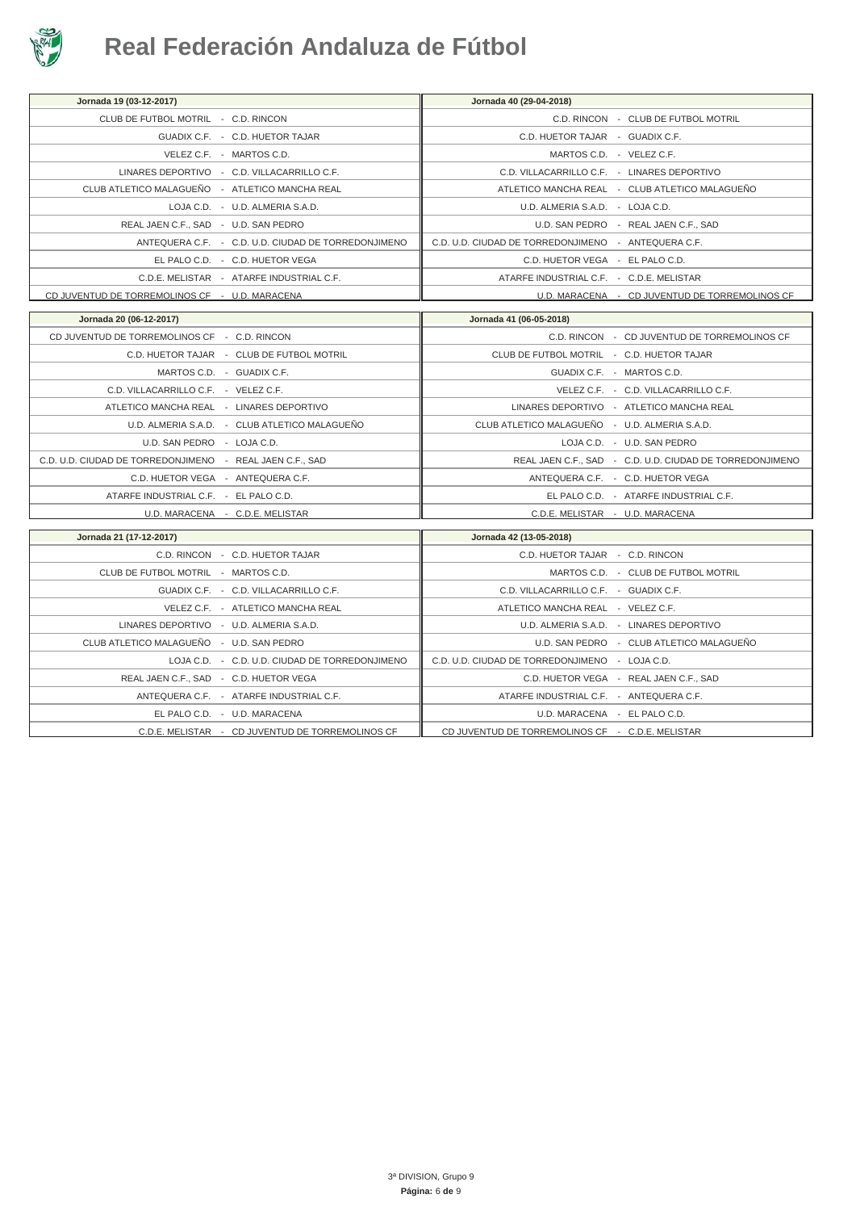# Real Federación Andaluza de Fútbol

| Jornada 19 (03-12-2017) | Jornada 40 (29-04-2018) |
|---|---|
| CLUB DE FUTBOL MOTRIL - C.D. RINCON | C.D. RINCON - CLUB DE FUTBOL MOTRIL |
| GUADIX C.F. - C.D. HUETOR TAJAR | C.D. HUETOR TAJAR - GUADIX C.F. |
| VELEZ C.F. - MARTOS C.D. | MARTOS C.D. - VELEZ C.F. |
| LINARES DEPORTIVO - C.D. VILLACARRILLO C.F. | C.D. VILLACARRILLO C.F. - LINARES DEPORTIVO |
| CLUB ATLETICO MALAGUEÑO - ATLETICO MANCHA REAL | ATLETICO MANCHA REAL - CLUB ATLETICO MALAGUEÑO |
| LOJA C.D. - U.D. ALMERIA S.A.D. | U.D. ALMERIA S.A.D. - LOJA C.D. |
| REAL JAEN C.F., SAD - U.D. SAN PEDRO | U.D. SAN PEDRO - REAL JAEN C.F., SAD |
| ANTEQUERA C.F. - C.D. U.D. CIUDAD DE TORREDONJIMENO | C.D. U.D. CIUDAD DE TORREDONJIMENO - ANTEQUERA C.F. |
| EL PALO C.D. - C.D. HUETOR VEGA | C.D. HUETOR VEGA - EL PALO C.D. |
| C.D.E. MELISTAR - ATARFE INDUSTRIAL C.F. | ATARFE INDUSTRIAL C.F. - C.D.E. MELISTAR |
| CD JUVENTUD DE TORREMOLINOS CF - U.D. MARACENA | U.D. MARACENA - CD JUVENTUD DE TORREMOLINOS CF |

| Jornada 20 (06-12-2017) | Jornada 41 (06-05-2018) |
|---|---|
| CD JUVENTUD DE TORREMOLINOS CF - C.D. RINCON | C.D. RINCON - CD JUVENTUD DE TORREMOLINOS CF |
| C.D. HUETOR TAJAR - CLUB DE FUTBOL MOTRIL | CLUB DE FUTBOL MOTRIL - C.D. HUETOR TAJAR |
| MARTOS C.D. - GUADIX C.F. | GUADIX C.F. - MARTOS C.D. |
| C.D. VILLACARRILLO C.F. - VELEZ C.F. | VELEZ C.F. - C.D. VILLACARRILLO C.F. |
| ATLETICO MANCHA REAL - LINARES DEPORTIVO | LINARES DEPORTIVO - ATLETICO MANCHA REAL |
| U.D. ALMERIA S.A.D. - CLUB ATLETICO MALAGUEÑO | CLUB ATLETICO MALAGUEÑO - U.D. ALMERIA S.A.D. |
| U.D. SAN PEDRO - LOJA C.D. | LOJA C.D. - U.D. SAN PEDRO |
| C.D. U.D. CIUDAD DE TORREDONJIMENO - REAL JAEN C.F., SAD | REAL JAEN C.F., SAD - C.D. U.D. CIUDAD DE TORREDONJIMENO |
| C.D. HUETOR VEGA - ANTEQUERA C.F. | ANTEQUERA C.F. - C.D. HUETOR VEGA |
| ATARFE INDUSTRIAL C.F. - EL PALO C.D. | EL PALO C.D. - ATARFE INDUSTRIAL C.F. |
| U.D. MARACENA - C.D.E. MELISTAR | C.D.E. MELISTAR - U.D. MARACENA |

| Jornada 21 (17-12-2017) | Jornada 42 (13-05-2018) |
|---|---|
| C.D. RINCON - C.D. HUETOR TAJAR | C.D. HUETOR TAJAR - C.D. RINCON |
| CLUB DE FUTBOL MOTRIL - MARTOS C.D. | MARTOS C.D. - CLUB DE FUTBOL MOTRIL |
| GUADIX C.F. - C.D. VILLACARRILLO C.F. | C.D. VILLACARRILLO C.F. - GUADIX C.F. |
| VELEZ C.F. - ATLETICO MANCHA REAL | ATLETICO MANCHA REAL - VELEZ C.F. |
| LINARES DEPORTIVO - U.D. ALMERIA S.A.D. | U.D. ALMERIA S.A.D. - LINARES DEPORTIVO |
| CLUB ATLETICO MALAGUEÑO - U.D. SAN PEDRO | U.D. SAN PEDRO - CLUB ATLETICO MALAGUEÑO |
| LOJA C.D. - C.D. U.D. CIUDAD DE TORREDONJIMENO | C.D. U.D. CIUDAD DE TORREDONJIMENO - LOJA C.D. |
| REAL JAEN C.F., SAD - C.D. HUETOR VEGA | C.D. HUETOR VEGA - REAL JAEN C.F., SAD |
| ANTEQUERA C.F. - ATARFE INDUSTRIAL C.F. | ATARFE INDUSTRIAL C.F. - ANTEQUERA C.F. |
| EL PALO C.D. - U.D. MARACENA | U.D. MARACENA - EL PALO C.D. |
| C.D.E. MELISTAR - CD JUVENTUD DE TORREMOLINOS CF | CD JUVENTUD DE TORREMOLINOS CF - C.D.E. MELISTAR |

3ª DIVISION, Grupo 9